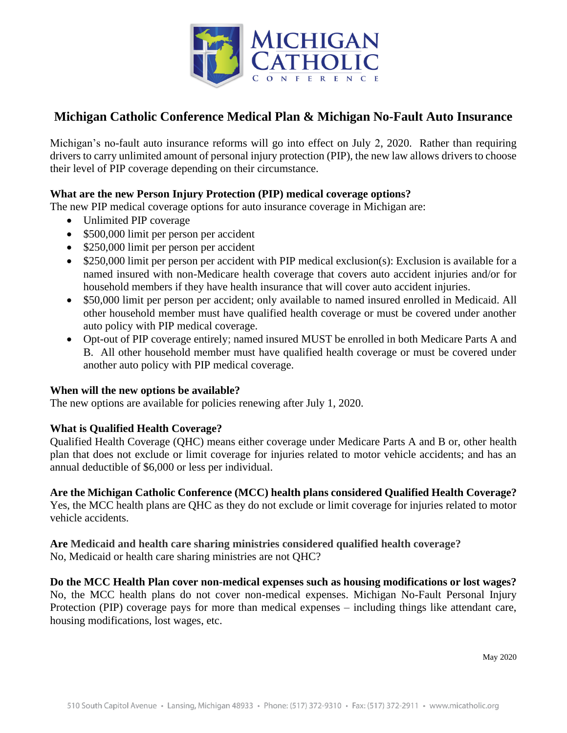# Michigan Catholic Conference Medical Plan & Michigan No-Fault Auto Insurance

Michigan's no-fault auto insurance reforms will go into effect on July 2, 2020. Rather than requiring drivers to carry unlimited amount of personal injury protection (PIP), the new law allows drivers to choose their level of PIP coverage depending on their circumstance.

**What are the new Person Injury Protection (PIP) medical coverage options?**
The new PIP medical coverage options for auto insurance coverage in Michigan are:

- Unlimited PIP coverage
- $500,000 limit per person per accident
- $250,000 limit per person per accident
- $250,000 limit per person per accident with PIP medical exclusion(s): Exclusion is available for a named insured with non-Medicare health coverage that covers auto accident injuries and/or for household members if they have health insurance that will cover auto accident injuries.
- $50,000 limit per person per accident; only available to named insured enrolled in Medicaid. All other household member must have qualified health coverage or must be covered under another auto policy with PIP medical coverage.
- Opt-out of PIP coverage entirely; named insured MUST be enrolled in both Medicare Parts A and B. All other household member must have qualified health coverage or must be covered under another auto policy with PIP medical coverage.

**When will the new options be available?**
The new options are available for policies renewing after July 1, 2020.

**What is Qualified Health Coverage?**
Qualified Health Coverage (QHC) means either coverage under Medicare Parts A and B or, other health plan that does not exclude or limit coverage for injuries related to motor vehicle accidents; and has an annual deductible of $6,000 or less per individual.

**Are the Michigan Catholic Conference (MCC) health plans considered Qualified Health Coverage?**
Yes, the MCC health plans are QHC as they do not exclude or limit coverage for injuries related to motor vehicle accidents.

**Are Medicaid and health care sharing ministries considered qualified health coverage?**
No, Medicaid or health care sharing ministries are not QHC?

**Do the MCC Health Plan cover non-medical expenses such as housing modifications or lost wages?**
No, the MCC health plans do not cover non-medical expenses. Michigan No-Fault Personal Injury Protection (PIP) coverage pays for more than medical expenses – including things like attendant care, housing modifications, lost wages, etc.

May 2020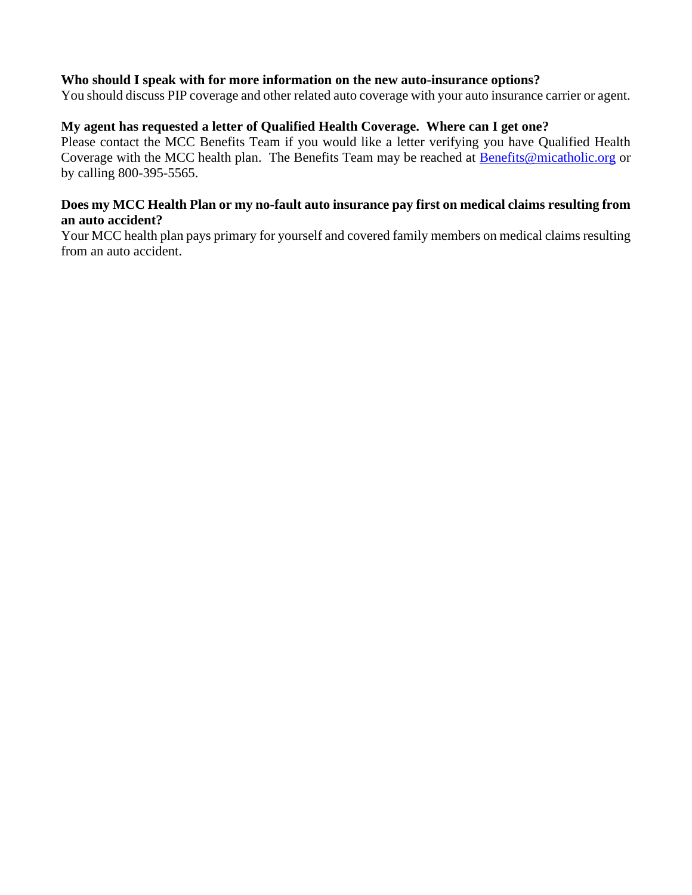**Who should I speak with for more information on the new auto-insurance options?**
You should discuss PIP coverage and other related auto coverage with your auto insurance carrier or agent.

**My agent has requested a letter of Qualified Health Coverage. Where can I get one?**
Please contact the MCC Benefits Team if you would like a letter verifying you have Qualified Health Coverage with the MCC health plan. The Benefits Team may be reached at [Benefits@micatholic.org](mailto:Benefits@micatholic.org) or by calling 800-395-5565.

**Does my MCC Health Plan or my no-fault auto insurance pay first on medical claims resulting from an auto accident?**
Your MCC health plan pays primary for yourself and covered family members on medical claims resulting from an auto accident.